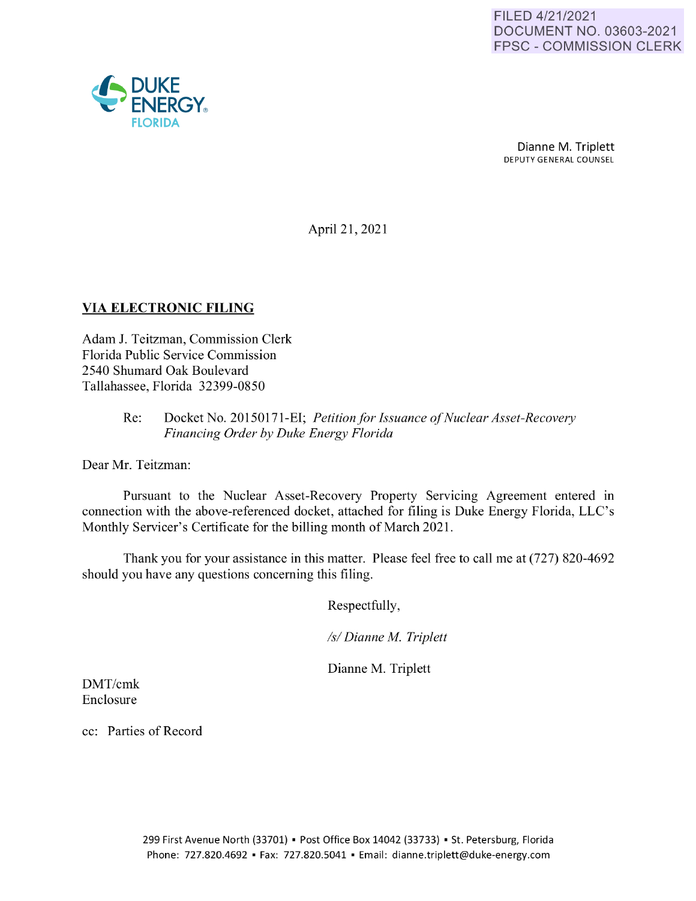FILED 4/21/2021
DOCUMENT NO. 03603-2021
FPSC - COMMISSION CLERK

DUKE ENERGY
FLORIDA

Dianne M. Triplett
DEPUTY GENERAL COUNSEL

April 21, 2021

**VIA ELECTRONIC FILING**

Adam J. Teitzman, Commission Clerk
Florida Public Service Commission
2540 Shumard Oak Boulevard
Tallahassee, Florida 32399-0850

Re: Docket No. 20150171-EI; *Petition for Issuance of Nuclear Asset-Recovery Financing Order by Duke Energy Florida*

Dear Mr. Teitzman:

Pursuant to the Nuclear Asset-Recovery Property Servicing Agreement entered in connection with the above-referenced docket, attached for filing is Duke Energy Florida, LLC's Monthly Servicer's Certificate for the billing month of March 2021.

Thank you for your assistance in this matter. Please feel free to call me at (727) 820-4692 should you have any questions concerning this filing.

Respectfully,

*/s/ Dianne M. Triplett*

Dianne M. Triplett

DMT/cmk
Enclosure

cc: Parties of Record

299 First Avenue North (33701) ▪ Post Office Box 14042 (33733) ▪ St. Petersburg, Florida
Phone: 727.820.4692 ▪ Fax: 727.820.5041 ▪ Email: dianne.triplett@duke-energy.com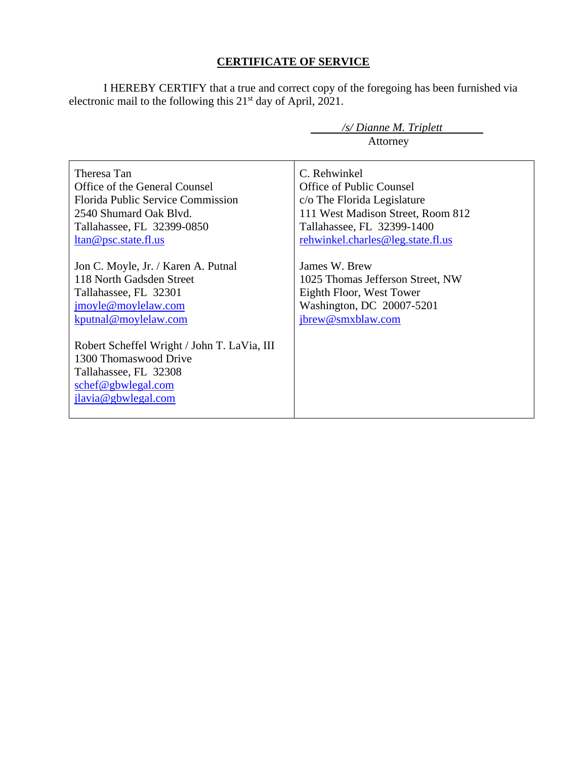## CERTIFICATE OF SERVICE

I HEREBY CERTIFY that a true and correct copy of the foregoing has been furnished via electronic mail to the following this 21st day of April, 2021.

*/s/ Dianne M. Triplett*
Attorney

| | |
|---|---|
| Theresa Tan<br>Office of the General Counsel<br>Florida Public Service Commission<br>2540 Shumard Oak Blvd.<br>Tallahassee, FL 32399-0850<br>ltan@psc.state.fl.us<br><br>Jon C. Moyle, Jr. / Karen A. Putnal<br>118 North Gadsden Street<br>Tallahassee, FL 32301<br>jmoyle@moylelaw.com<br>kputnal@moylelaw.com<br><br>Robert Scheffel Wright / John T. LaVia, III<br>1300 Thomaswood Drive<br>Tallahassee, FL 32308<br>schef@gbwlegal.com<br>jlavia@gbwlegal.com | C. Rehwinkel<br>Office of Public Counsel<br>c/o The Florida Legislature<br>111 West Madison Street, Room 812<br>Tallahassee, FL 32399-1400<br>rehwinkel.charles@leg.state.fl.us<br><br>James W. Brew<br>1025 Thomas Jefferson Street, NW<br>Eighth Floor, West Tower<br>Washington, DC 20007-5201<br>jbrew@smxblaw.com |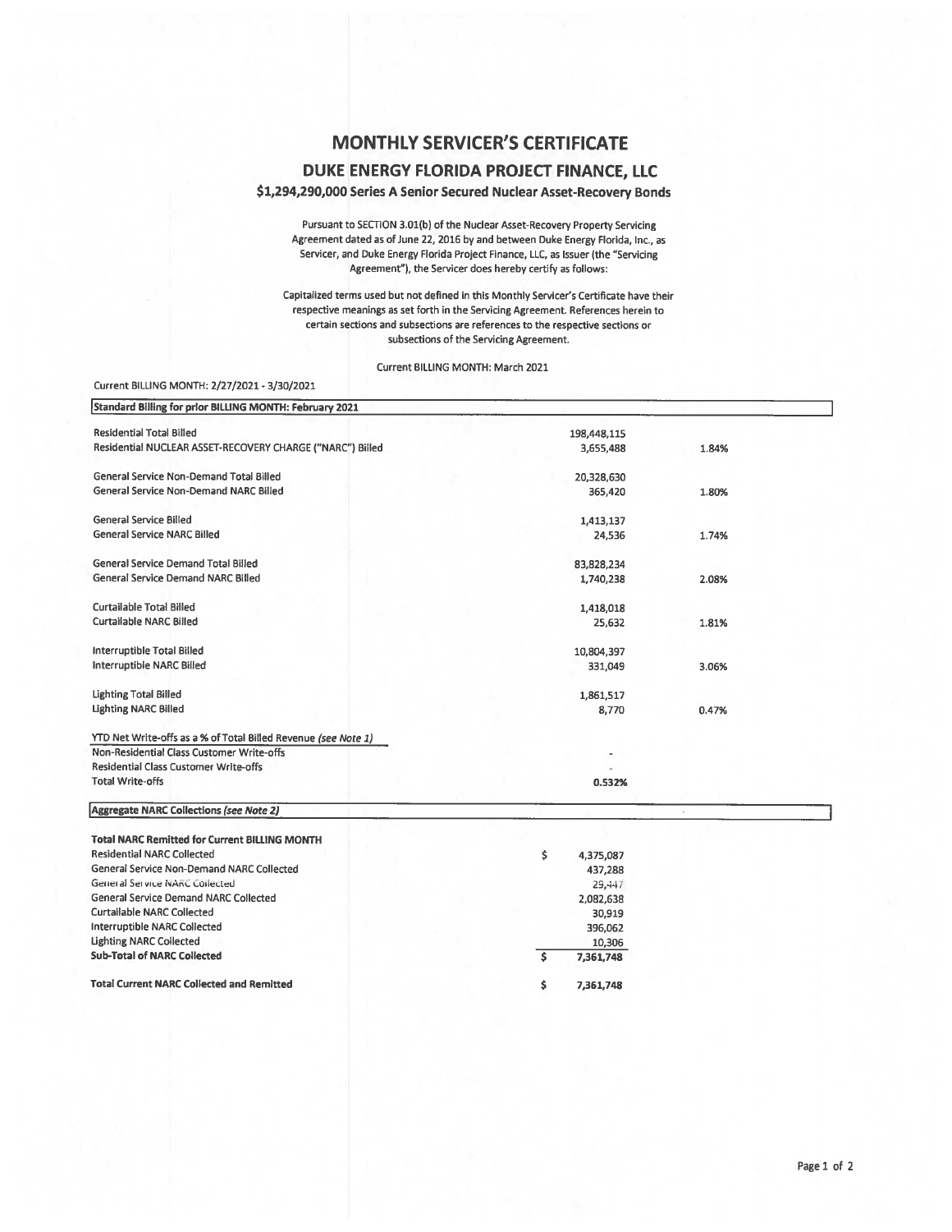# MONTHLY SERVICER'S CERTIFICATE

## DUKE ENERGY FLORIDA PROJECT FINANCE, LLC

### $1,294,290,000 Series A Senior Secured Nuclear Asset-Recovery Bonds

Pursuant to SECTION 3.01(b) of the Nuclear Asset-Recovery Property Servicing Agreement dated as of June 22, 2016 by and between Duke Energy Florida, Inc., as Servicer, and Duke Energy Florida Project Finance, LLC, as Issuer (the "Servicing Agreement"), the Servicer does hereby certify as follows:

Capitalized terms used but not defined in this Monthly Servicer's Certificate have their respective meanings as set forth in the Servicing Agreement. References herein to certain sections and subsections are references to the respective sections or subsections of the Servicing Agreement.

Current BILLING MONTH: March 2021

Current BILLING MONTH: 2/27/2021 - 3/30/2021

| Standard Billing for prior BILLING MONTH: February 2021 | | |
|---|---|---|
| Residential Total Billed | 198,448,115 | |
| Residential NUCLEAR ASSET-RECOVERY CHARGE ("NARC") Billed | 3,655,488 | 1.84% |
| | | |
| General Service Non-Demand Total Billed | 20,328,630 | |
| General Service Non-Demand NARC Billed | 365,420 | 1.80% |
| | | |
| General Service Billed | 1,413,137 | |
| General Service NARC Billed | 24,536 | 1.74% |
| | | |
| General Service Demand Total Billed | 83,828,234 | |
| General Service Demand NARC Billed | 1,740,238 | 2.08% |
| | | |
| Curtailable Total Billed | 1,418,018 | |
| Curtailable NARC Billed | 25,632 | 1.81% |
| | | |
| Interruptible Total Billed | 10,804,397 | |
| Interruptible NARC Billed | 331,049 | 3.06% |
| | | |
| Lighting Total Billed | 1,861,517 | |
| Lighting NARC Billed | 8,770 | 0.47% |
| | | |
| YTD Net Write-offs as a % of Total Billed Revenue *(see Note 1)* | | |
| Non-Residential Class Customer Write-offs | - | |
| Residential Class Customer Write-offs | - | |
| Total Write-offs | 0.532% | |

| Aggregate NARC Collections *(see Note 2)* | |
|---|---|
| **Total NARC Remitted for Current BILLING MONTH** | |
| Residential NARC Collected | $ 4,375,087 |
| General Service Non-Demand NARC Collected | 437,288 |
| General Service NARC Collected | 29,447 |
| General Service Demand NARC Collected | 2,082,638 |
| Curtailable NARC Collected | 30,919 |
| Interruptible NARC Collected | 396,062 |
| Lighting NARC Collected | 10,306 |
| **Sub-Total of NARC Collected** | **$ 7,361,748** |
| | |
| **Total Current NARC Collected and Remitted** | **$ 7,361,748** |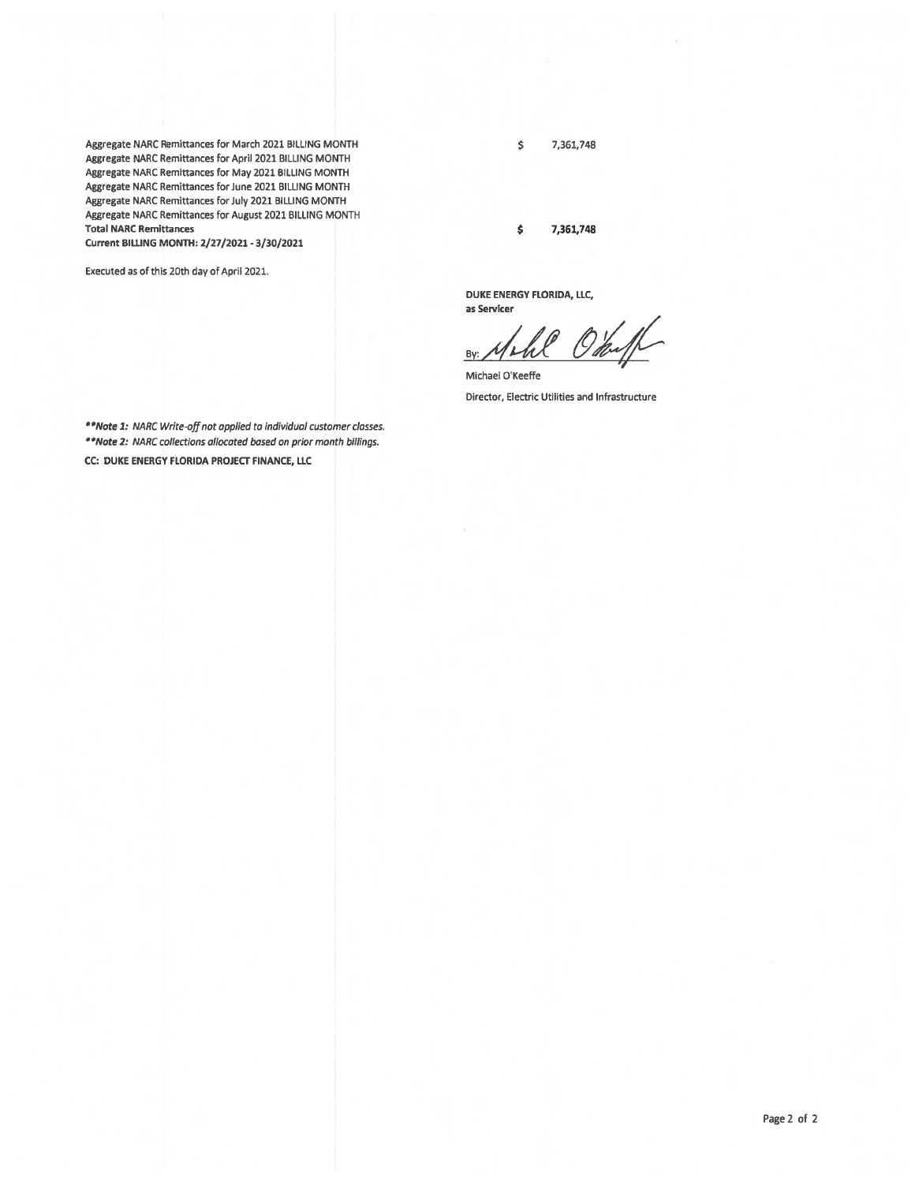| | |
|---|---|
| Aggregate NARC Remittances for March 2021 BILLING MONTH | $ 7,361,748 |
| Aggregate NARC Remittances for April 2021 BILLING MONTH | |
| Aggregate NARC Remittances for May 2021 BILLING MONTH | |
| Aggregate NARC Remittances for June 2021 BILLING MONTH | |
| Aggregate NARC Remittances for July 2021 BILLING MONTH | |
| Aggregate NARC Remittances for August 2021 BILLING MONTH | |
| **Total NARC Remittances** | **$ 7,361,748** |
| **Current BILLING MONTH: 2/27/2021 - 3/30/2021** | |

Executed as of this 20th day of April 2021.

**DUKE ENERGY FLORIDA, LLC,**
**as Servicer**

By: [signature]

Michael O'Keeffe

Director, Electric Utilities and Infrastructure

***\*Note 1:** NARC Write-off not applied to individual customer classes.*

***\*Note 2:** NARC collections allocated based on prior month billings.*

**CC: DUKE ENERGY FLORIDA PROJECT FINANCE, LLC**